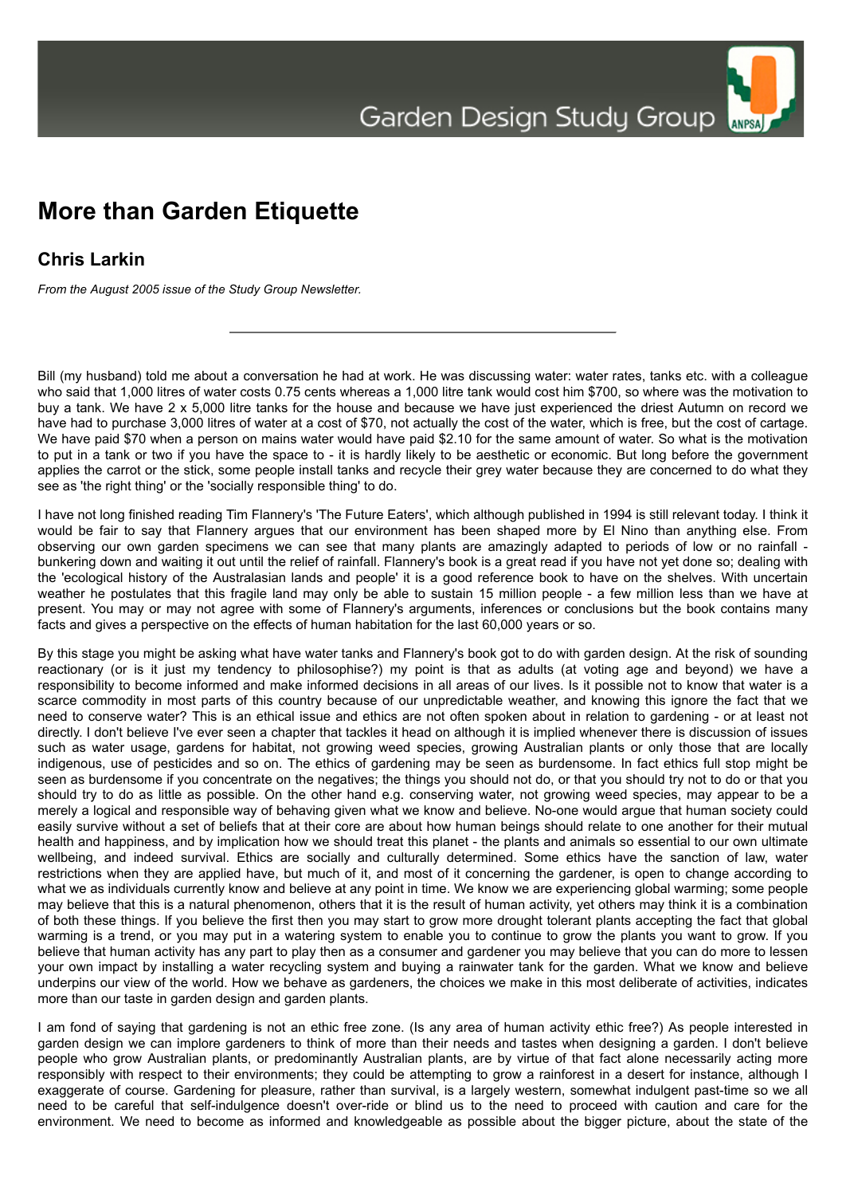# More than Garden Etiquette

## Chris Larkin

*From the August 2005 issue of the Study Group Newsletter.*

---

Bill (my husband) told me about a conversation he had at work. He was discussing water: water rates, tanks etc. with a colleague who said that 1,000 litres of water costs 0.75 cents whereas a 1,000 litre tank would cost him $700, so where was the motivation to buy a tank. We have 2 x 5,000 litre tanks for the house and because we have just experienced the driest Autumn on record we have had to purchase 3,000 litres of water at a cost of $70, not actually the cost of the water, which is free, but the cost of cartage. We have paid $70 when a person on mains water would have paid $2.10 for the same amount of water. So what is the motivation to put in a tank or two if you have the space to - it is hardly likely to be aesthetic or economic. But long before the government applies the carrot or the stick, some people install tanks and recycle their grey water because they are concerned to do what they see as 'the right thing' or the 'socially responsible thing' to do.

I have not long finished reading Tim Flannery's 'The Future Eaters', which although published in 1994 is still relevant today. I think it would be fair to say that Flannery argues that our environment has been shaped more by El Nino than anything else. From observing our own garden specimens we can see that many plants are amazingly adapted to periods of low or no rainfall - bunkering down and waiting it out until the relief of rainfall. Flannery's book is a great read if you have not yet done so; dealing with the 'ecological history of the Australasian lands and people' it is a good reference book to have on the shelves. With uncertain weather he postulates that this fragile land may only be able to sustain 15 million people - a few million less than we have at present. You may or may not agree with some of Flannery's arguments, inferences or conclusions but the book contains many facts and gives a perspective on the effects of human habitation for the last 60,000 years or so.

By this stage you might be asking what have water tanks and Flannery's book got to do with garden design. At the risk of sounding reactionary (or is it just my tendency to philosophise?) my point is that as adults (at voting age and beyond) we have a responsibility to become informed and make informed decisions in all areas of our lives. Is it possible not to know that water is a scarce commodity in most parts of this country because of our unpredictable weather, and knowing this ignore the fact that we need to conserve water? This is an ethical issue and ethics are not often spoken about in relation to gardening - or at least not directly. I don't believe I've ever seen a chapter that tackles it head on although it is implied whenever there is discussion of issues such as water usage, gardens for habitat, not growing weed species, growing Australian plants or only those that are locally indigenous, use of pesticides and so on. The ethics of gardening may be seen as burdensome. In fact ethics full stop might be seen as burdensome if you concentrate on the negatives; the things you should not do, or that you should try not to do or that you should try to do as little as possible. On the other hand e.g. conserving water, not growing weed species, may appear to be a merely a logical and responsible way of behaving given what we know and believe. No-one would argue that human society could easily survive without a set of beliefs that at their core are about how human beings should relate to one another for their mutual health and happiness, and by implication how we should treat this planet - the plants and animals so essential to our own ultimate wellbeing, and indeed survival. Ethics are socially and culturally determined. Some ethics have the sanction of law, water restrictions when they are applied have, but much of it, and most of it concerning the gardener, is open to change according to what we as individuals currently know and believe at any point in time. We know we are experiencing global warming; some people may believe that this is a natural phenomenon, others that it is the result of human activity, yet others may think it is a combination of both these things. If you believe the first then you may start to grow more drought tolerant plants accepting the fact that global warming is a trend, or you may put in a watering system to enable you to continue to grow the plants you want to grow. If you believe that human activity has any part to play then as a consumer and gardener you may believe that you can do more to lessen your own impact by installing a water recycling system and buying a rainwater tank for the garden. What we know and believe underpins our view of the world. How we behave as gardeners, the choices we make in this most deliberate of activities, indicates more than our taste in garden design and garden plants.

I am fond of saying that gardening is not an ethic free zone. (Is any area of human activity ethic free?) As people interested in garden design we can implore gardeners to think of more than their needs and tastes when designing a garden. I don't believe people who grow Australian plants, or predominantly Australian plants, are by virtue of that fact alone necessarily acting more responsibly with respect to their environments; they could be attempting to grow a rainforest in a desert for instance, although I exaggerate of course. Gardening for pleasure, rather than survival, is a largely western, somewhat indulgent past-time so we all need to be careful that self-indulgence doesn't over-ride or blind us to the need to proceed with caution and care for the environment. We need to become as informed and knowledgeable as possible about the bigger picture, about the state of the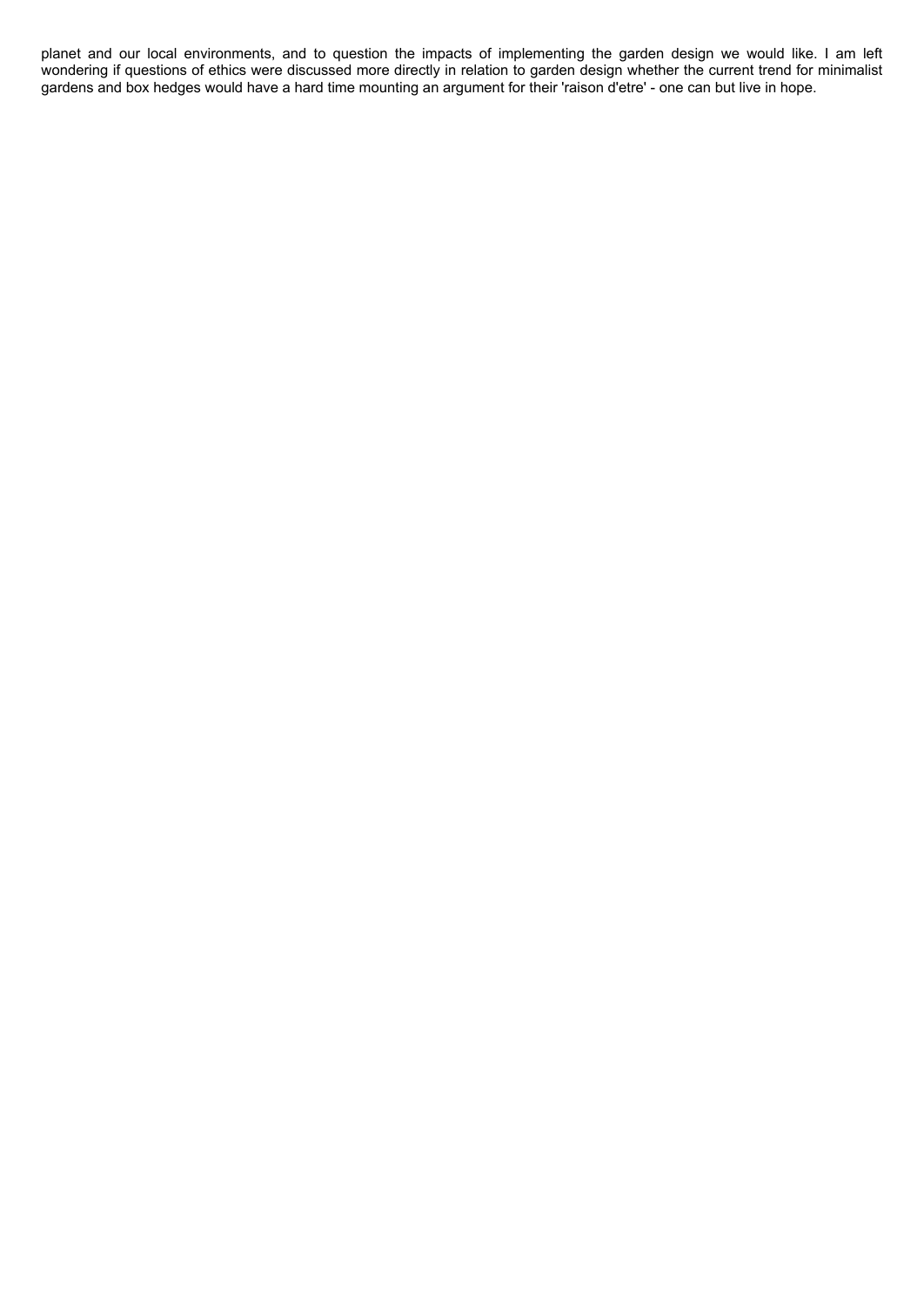planet and our local environments, and to question the impacts of implementing the garden design we would like. I am left wondering if questions of ethics were discussed more directly in relation to garden design whether the current trend for minimalist gardens and box hedges would have a hard time mounting an argument for their 'raison d'etre' - one can but live in hope.